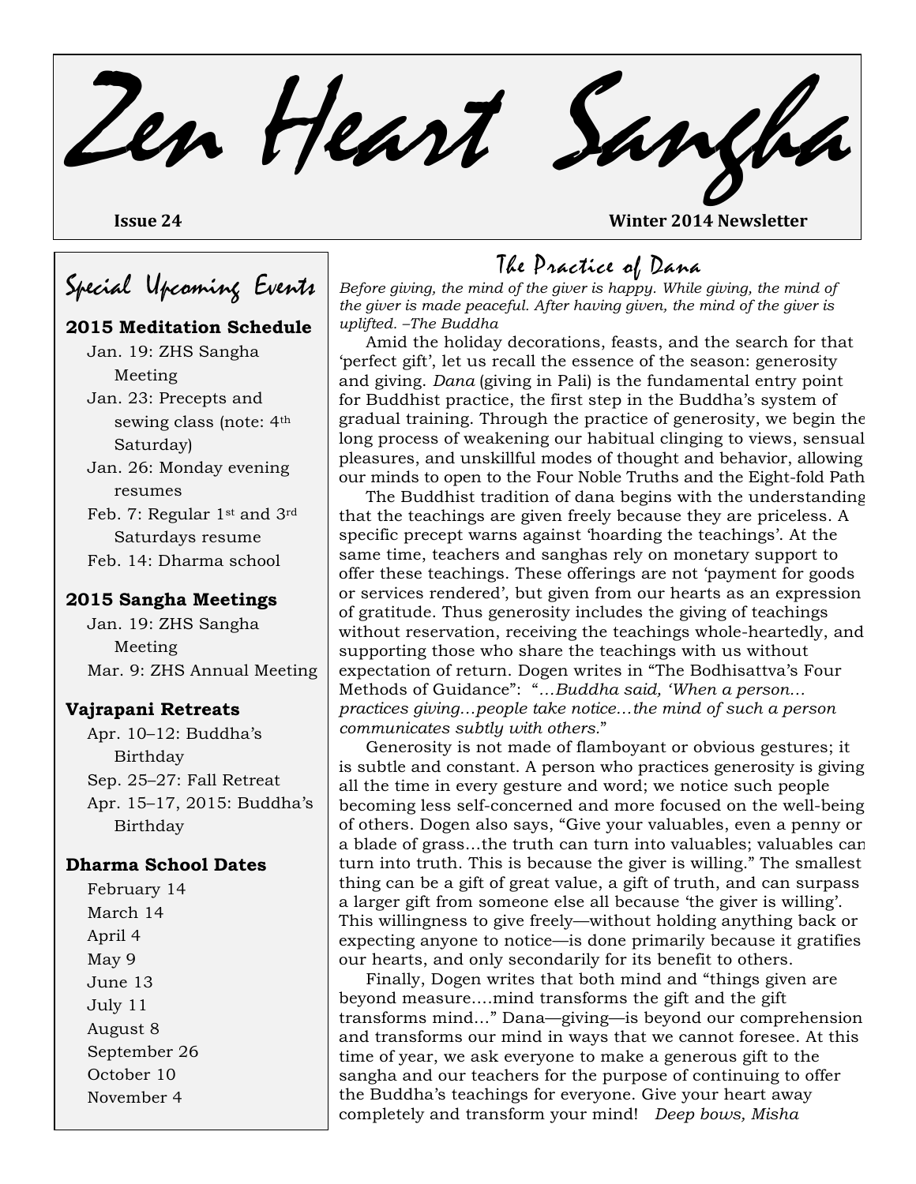# Zen Heart Sangha

**Issue 24** **Winter 2014 Newsletter**

## Special Upcoming Events

**2015 Meditation Schedule**

- Jan. 19: ZHS Sangha Meeting
- Jan. 23: Precepts and sewing class (note: 4th Saturday)
- Jan. 26: Monday evening resumes
- Feb. 7: Regular 1st and 3rd Saturdays resume
- Feb. 14: Dharma school

**2015 Sangha Meetings**

- Jan. 19: ZHS Sangha Meeting
- Mar. 9: ZHS Annual Meeting

**Vajrapani Retreats**

- Apr. 10–12: Buddha's Birthday
- Sep. 25–27: Fall Retreat
- Apr. 15–17, 2015: Buddha's Birthday

**Dharma School Dates**

- February 14
- March 14
- April 4
- May 9
- June 13
- July 11
- August 8
- September 26
- October 10
- November 4

## The Practice of Dana

*Before giving, the mind of the giver is happy. While giving, the mind of the giver is made peaceful. After having given, the mind of the giver is uplifted. –The Buddha*

Amid the holiday decorations, feasts, and the search for that 'perfect gift', let us recall the essence of the season: generosity and giving. *Dana* (giving in Pali) is the fundamental entry point for Buddhist practice, the first step in the Buddha's system of gradual training. Through the practice of generosity, we begin the long process of weakening our habitual clinging to views, sensual pleasures, and unskillful modes of thought and behavior, allowing our minds to open to the Four Noble Truths and the Eight-fold Path.

The Buddhist tradition of dana begins with the understanding that the teachings are given freely because they are priceless. A specific precept warns against 'hoarding the teachings'. At the same time, teachers and sanghas rely on monetary support to offer these teachings. These offerings are not 'payment for goods or services rendered', but given from our hearts as an expression of gratitude. Thus generosity includes the giving of teachings without reservation, receiving the teachings whole-heartedly, and supporting those who share the teachings with us without expectation of return. Dogen writes in "The Bodhisattva's Four Methods of Guidance": "*…Buddha said, 'When a person…practices giving…people take notice…the mind of such a person communicates subtly with others.*"

Generosity is not made of flamboyant or obvious gestures; it is subtle and constant. A person who practices generosity is giving all the time in every gesture and word; we notice such people becoming less self-concerned and more focused on the well-being of others. Dogen also says, "Give your valuables, even a penny or a blade of grass…the truth can turn into valuables; valuables can turn into truth. This is because the giver is willing." The smallest thing can be a gift of great value, a gift of truth, and can surpass a larger gift from someone else all because 'the giver is willing'. This willingness to give freely—without holding anything back or expecting anyone to notice—is done primarily because it gratifies our hearts, and only secondarily for its benefit to others.

Finally, Dogen writes that both mind and "things given are beyond measure….mind transforms the gift and the gift transforms mind…" Dana—giving—is beyond our comprehension and transforms our mind in ways that we cannot foresee. At this time of year, we ask everyone to make a generous gift to the sangha and our teachers for the purpose of continuing to offer the Buddha's teachings for everyone. Give your heart away completely and transform your mind! *Deep bows, Misha*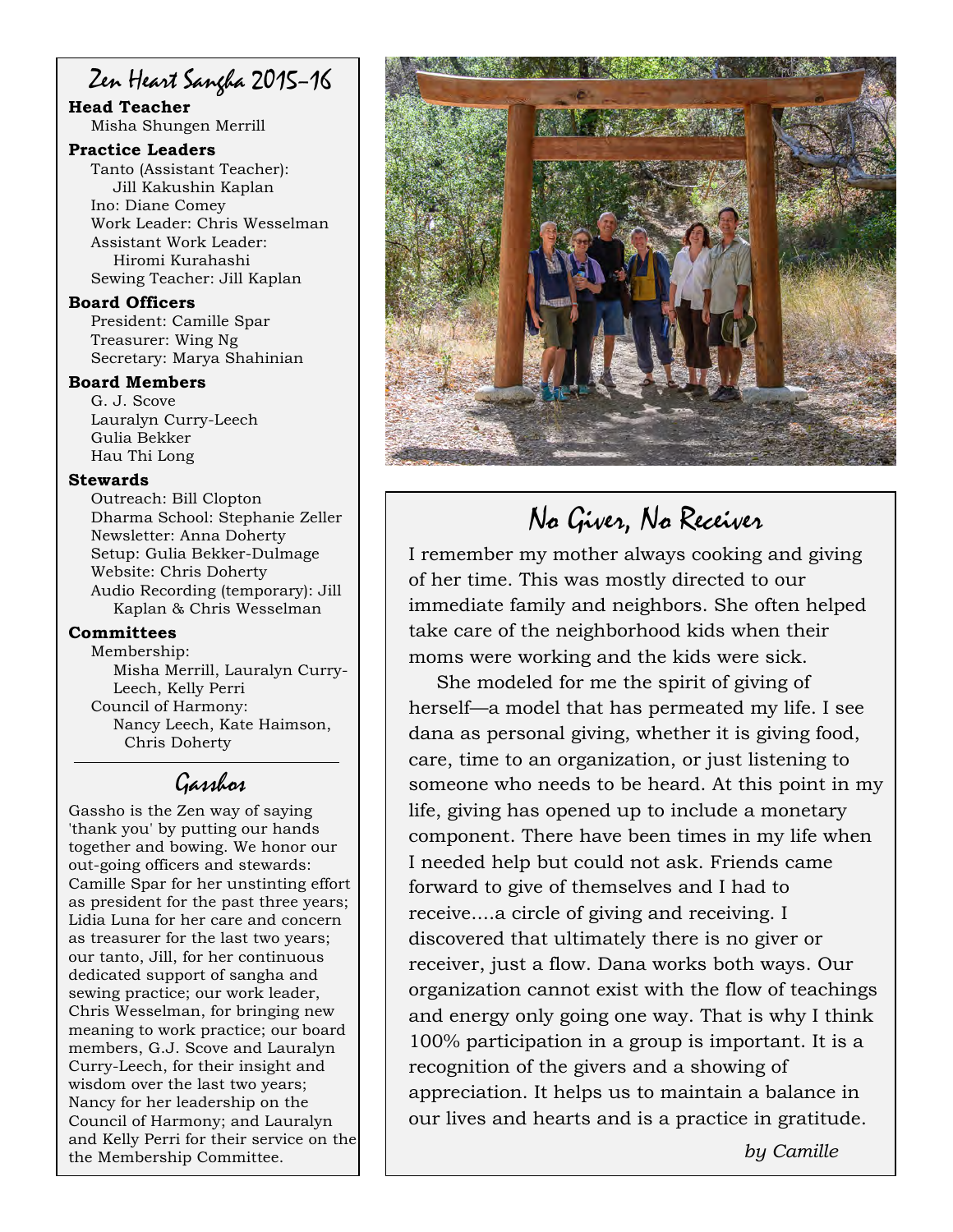## Zen Heart Sangha 2015–16

**Head Teacher**
Misha Shungen Merrill

**Practice Leaders**
Tanto (Assistant Teacher): Jill Kakushin Kaplan
Ino: Diane Comey
Work Leader: Chris Wesselman
Assistant Work Leader: Hiromi Kurahashi
Sewing Teacher: Jill Kaplan

**Board Officers**
President: Camille Spar
Treasurer: Wing Ng
Secretary: Marya Shahinian

**Board Members**
G. J. Scove
Lauralyn Curry-Leech
Gulia Bekker
Hau Thi Long

**Stewards**
Outreach: Bill Clopton
Dharma School: Stephanie Zeller
Newsletter: Anna Doherty
Setup: Gulia Bekker-Dulmage
Website: Chris Doherty
Audio Recording (temporary): Jill Kaplan & Chris Wesselman

**Committees**
Membership: Misha Merrill, Lauralyn Curry-Leech, Kelly Perri
Council of Harmony: Nancy Leech, Kate Haimson, Chris Doherty

## Gasshos

Gassho is the Zen way of saying 'thank you' by putting our hands together and bowing. We honor our out-going officers and stewards: Camille Spar for her unstinting effort as president for the past three years; Lidia Luna for her care and concern as treasurer for the last two years; our tanto, Jill, for her continuous dedicated support of sangha and sewing practice; our work leader, Chris Wesselman, for bringing new meaning to work practice; our board members, G.J. Scove and Lauralyn Curry-Leech, for their insight and wisdom over the last two years; Nancy for her leadership on the Council of Harmony; and Lauralyn and Kelly Perri for their service on the the Membership Committee.

## No Giver, No Receiver

I remember my mother always cooking and giving of her time. This was mostly directed to our immediate family and neighbors. She often helped take care of the neighborhood kids when their moms were working and the kids were sick.

She modeled for me the spirit of giving of herself—a model that has permeated my life. I see dana as personal giving, whether it is giving food, care, time to an organization, or just listening to someone who needs to be heard. At this point in my life, giving has opened up to include a monetary component. There have been times in my life when I needed help but could not ask. Friends came forward to give of themselves and I had to receive....a circle of giving and receiving. I discovered that ultimately there is no giver or receiver, just a flow. Dana works both ways. Our organization cannot exist with the flow of teachings and energy only going one way. That is why I think 100% participation in a group is important. It is a recognition of the givers and a showing of appreciation. It helps us to maintain a balance in our lives and hearts and is a practice in gratitude.

*by Camille*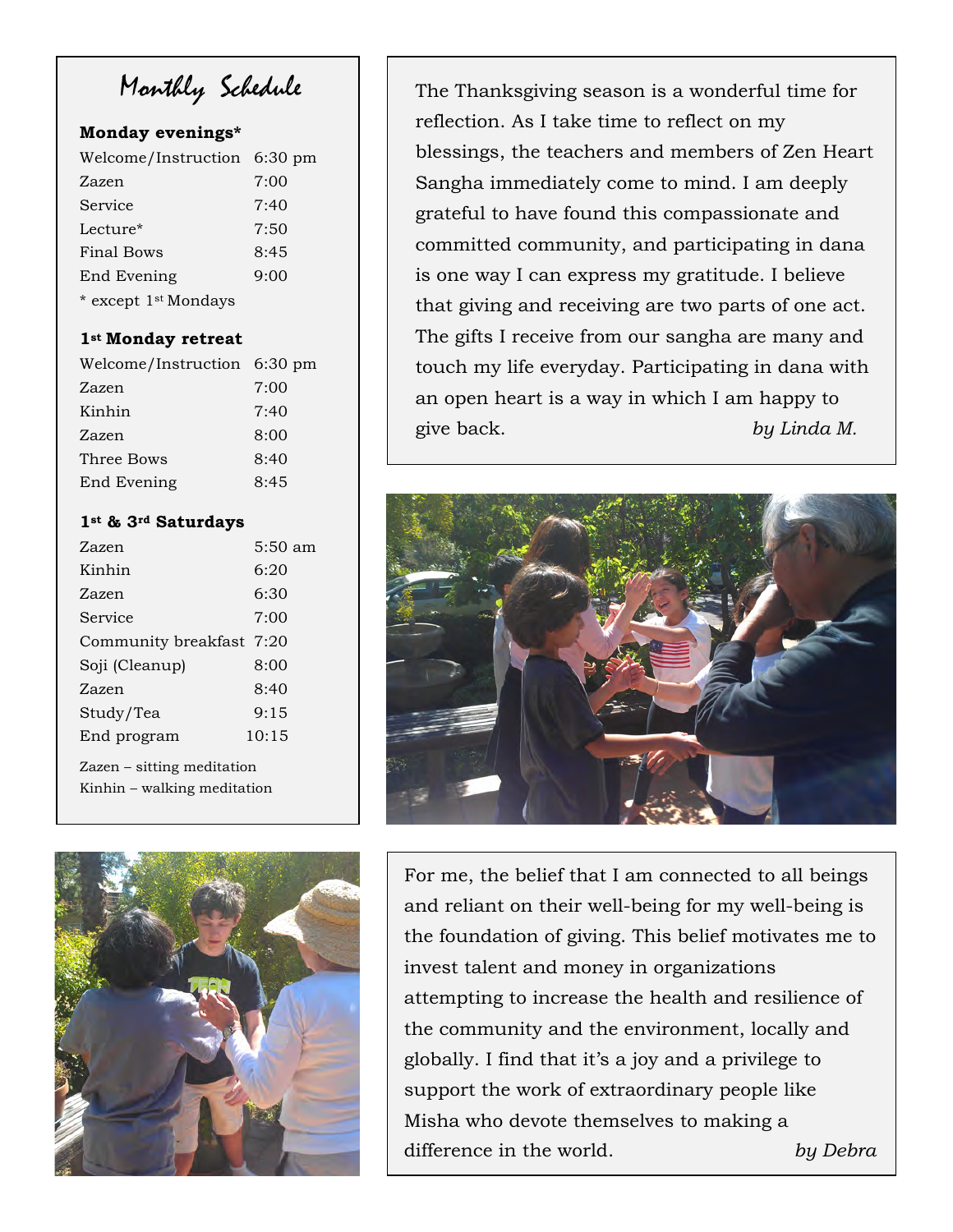## Monthly Schedule

**Monday evenings***

| | |
|---|---|
| Welcome/Instruction | 6:30 pm |
| Zazen | 7:00 |
| Service | 7:40 |
| Lecture* | 7:50 |
| Final Bows | 8:45 |
| End Evening | 9:00 |

* except 1st Mondays

**1st Monday retreat**

| | |
|---|---|
| Welcome/Instruction | 6:30 pm |
| Zazen | 7:00 |
| Kinhin | 7:40 |
| Zazen | 8:00 |
| Three Bows | 8:40 |
| End Evening | 8:45 |

**1st & 3rd Saturdays**

| | |
|---|---|
| Zazen | 5:50 am |
| Kinhin | 6:20 |
| Zazen | 6:30 |
| Service | 7:00 |
| Community breakfast | 7:20 |
| Soji (Cleanup) | 8:00 |
| Zazen | 8:40 |
| Study/Tea | 9:15 |
| End program | 10:15 |

Zazen – sitting meditation
Kinhin – walking meditation

The Thanksgiving season is a wonderful time for reflection. As I take time to reflect on my blessings, the teachers and members of Zen Heart Sangha immediately come to mind. I am deeply grateful to have found this compassionate and committed community, and participating in dana is one way I can express my gratitude. I believe that giving and receiving are two parts of one act. The gifts I receive from our sangha are many and touch my life everyday. Participating in dana with an open heart is a way in which I am happy to give back. *by Linda M.*

For me, the belief that I am connected to all beings and reliant on their well-being for my well-being is the foundation of giving. This belief motivates me to invest talent and money in organizations attempting to increase the health and resilience of the community and the environment, locally and globally. I find that it's a joy and a privilege to support the work of extraordinary people like Misha who devote themselves to making a difference in the world. *by Debra*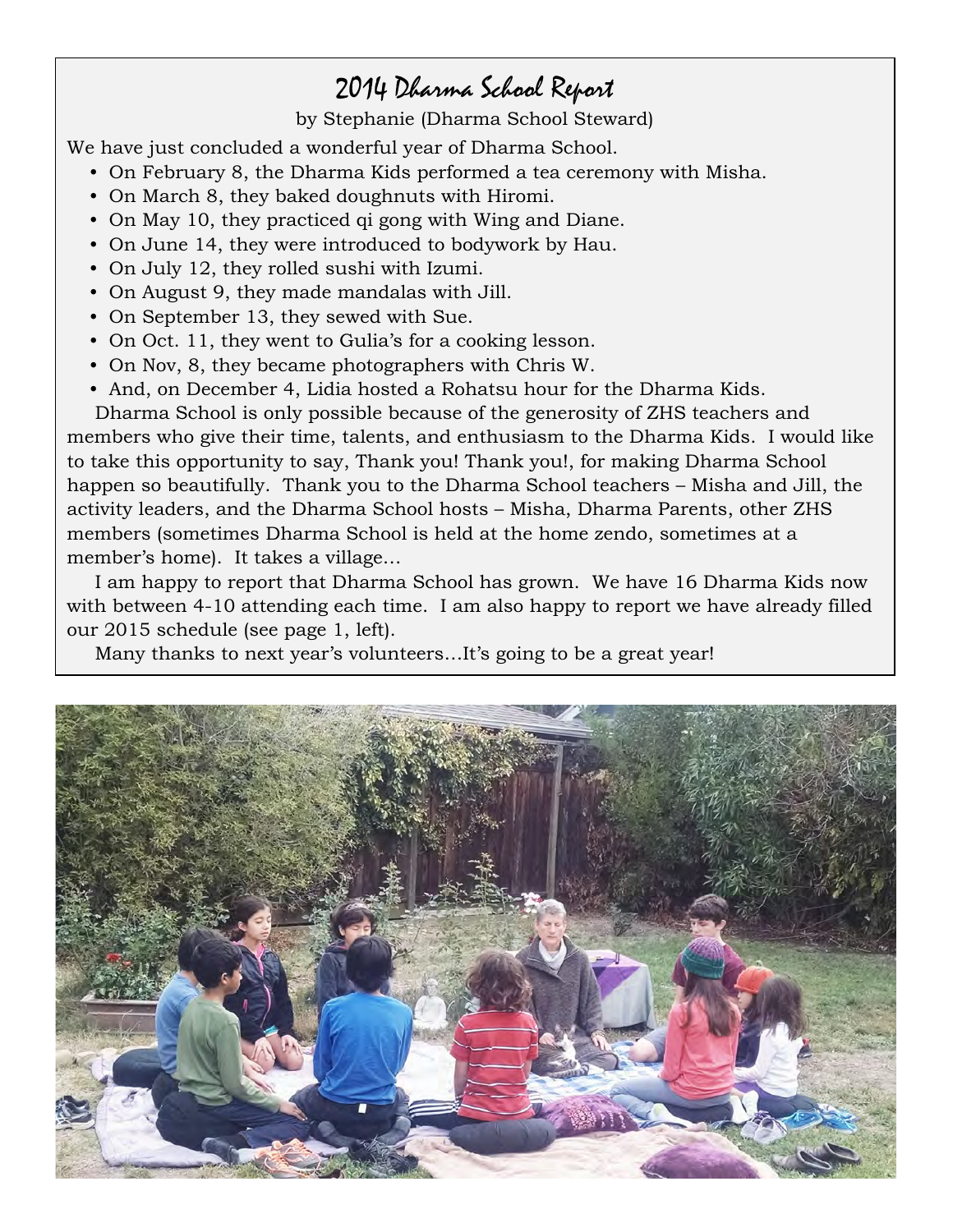# 2014 Dharma School Report

by Stephanie (Dharma School Steward)

We have just concluded a wonderful year of Dharma School.

- On February 8, the Dharma Kids performed a tea ceremony with Misha.
- On March 8, they baked doughnuts with Hiromi.
- On May 10, they practiced qi gong with Wing and Diane.
- On June 14, they were introduced to bodywork by Hau.
- On July 12, they rolled sushi with Izumi.
- On August 9, they made mandalas with Jill.
- On September 13, they sewed with Sue.
- On Oct. 11, they went to Gulia's for a cooking lesson.
- On Nov, 8, they became photographers with Chris W.
- And, on December 4, Lidia hosted a Rohatsu hour for the Dharma Kids.

Dharma School is only possible because of the generosity of ZHS teachers and members who give their time, talents, and enthusiasm to the Dharma Kids. I would like to take this opportunity to say, Thank you! Thank you!, for making Dharma School happen so beautifully. Thank you to the Dharma School teachers – Misha and Jill, the activity leaders, and the Dharma School hosts – Misha, Dharma Parents, other ZHS members (sometimes Dharma School is held at the home zendo, sometimes at a member's home). It takes a village…

I am happy to report that Dharma School has grown. We have 16 Dharma Kids now with between 4-10 attending each time. I am also happy to report we have already filled our 2015 schedule (see page 1, left).

Many thanks to next year's volunteers…It's going to be a great year!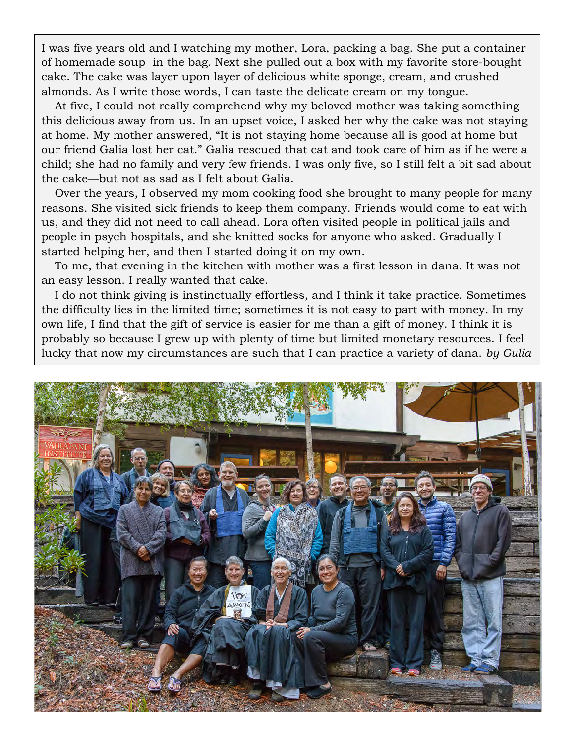I was five years old and I watching my mother, Lora, packing a bag. She put a container of homemade soup in the bag. Next she pulled out a box with my favorite store-bought cake. The cake was layer upon layer of delicious white sponge, cream, and crushed almonds. As I write those words, I can taste the delicate cream on my tongue.

At five, I could not really comprehend why my beloved mother was taking something this delicious away from us. In an upset voice, I asked her why the cake was not staying at home. My mother answered, "It is not staying home because all is good at home but our friend Galia lost her cat." Galia rescued that cat and took care of him as if he were a child; she had no family and very few friends. I was only five, so I still felt a bit sad about the cake—but not as sad as I felt about Galia.

Over the years, I observed my mom cooking food she brought to many people for many reasons. She visited sick friends to keep them company. Friends would come to eat with us, and they did not need to call ahead. Lora often visited people in political jails and people in psych hospitals, and she knitted socks for anyone who asked. Gradually I started helping her, and then I started doing it on my own.

To me, that evening in the kitchen with mother was a first lesson in dana. It was not an easy lesson. I really wanted that cake.

I do not think giving is instinctually effortless, and I think it take practice. Sometimes the difficulty lies in the limited time; sometimes it is not easy to part with money. In my own life, I find that the gift of service is easier for me than a gift of money. I think it is probably so because I grew up with plenty of time but limited monetary resources. I feel lucky that now my circumstances are such that I can practice a variety of dana. *by Gulia*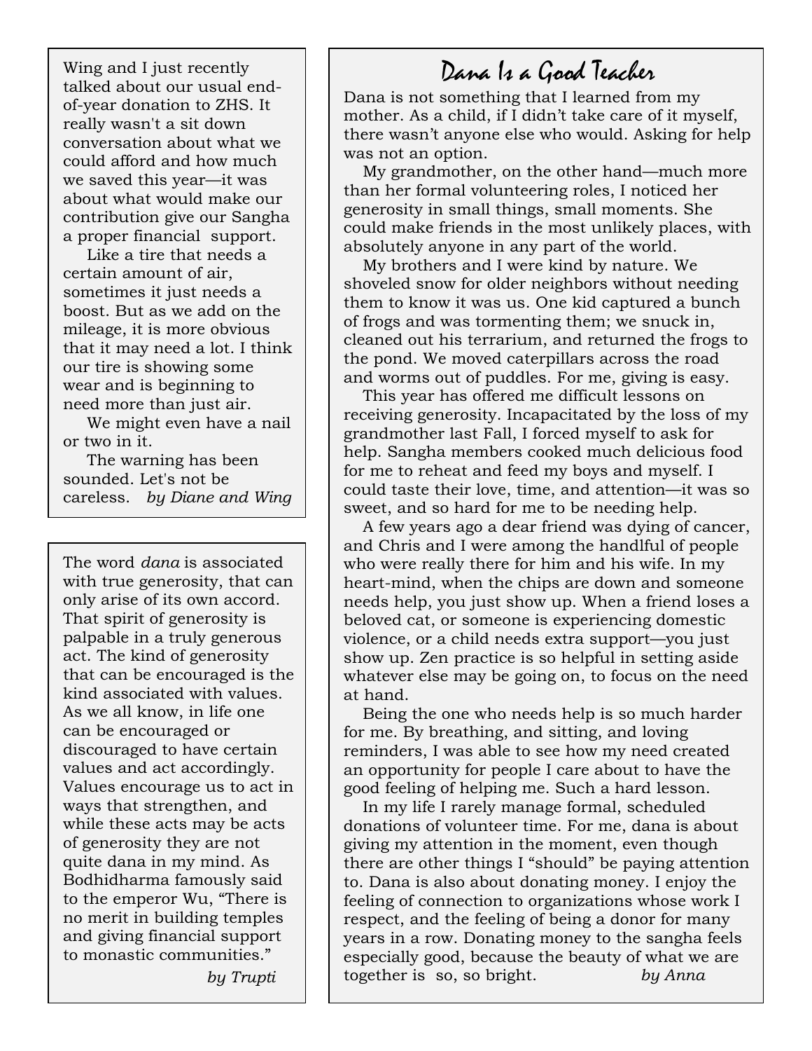Wing and I just recently talked about our usual end-of-year donation to ZHS. It really wasn't a sit down conversation about what we could afford and how much we saved this year—it was about what would make our contribution give our Sangha a proper financial support.

Like a tire that needs a certain amount of air, sometimes it just needs a boost. But as we add on the mileage, it is more obvious that it may need a lot. I think our tire is showing some wear and is beginning to need more than just air.

We might even have a nail or two in it.

The warning has been sounded. Let's not be careless. *by Diane and Wing*

The word *dana* is associated with true generosity, that can only arise of its own accord. That spirit of generosity is palpable in a truly generous act. The kind of generosity that can be encouraged is the kind associated with values. As we all know, in life one can be encouraged or discouraged to have certain values and act accordingly. Values encourage us to act in ways that strengthen, and while these acts may be acts of generosity they are not quite dana in my mind. As Bodhidharma famously said to the emperor Wu, "There is no merit in building temples and giving financial support to monastic communities."

*by Trupti*

## Dana Is a Good Teacher

Dana is not something that I learned from my mother. As a child, if I didn't take care of it myself, there wasn't anyone else who would. Asking for help was not an option.

My grandmother, on the other hand—much more than her formal volunteering roles, I noticed her generosity in small things, small moments. She could make friends in the most unlikely places, with absolutely anyone in any part of the world.

My brothers and I were kind by nature. We shoveled snow for older neighbors without needing them to know it was us. One kid captured a bunch of frogs and was tormenting them; we snuck in, cleaned out his terrarium, and returned the frogs to the pond. We moved caterpillars across the road and worms out of puddles. For me, giving is easy.

This year has offered me difficult lessons on receiving generosity. Incapacitated by the loss of my grandmother last Fall, I forced myself to ask for help. Sangha members cooked much delicious food for me to reheat and feed my boys and myself. I could taste their love, time, and attention—it was so sweet, and so hard for me to be needing help.

A few years ago a dear friend was dying of cancer, and Chris and I were among the handlful of people who were really there for him and his wife. In my heart-mind, when the chips are down and someone needs help, you just show up. When a friend loses a beloved cat, or someone is experiencing domestic violence, or a child needs extra support—you just show up. Zen practice is so helpful in setting aside whatever else may be going on, to focus on the need at hand.

Being the one who needs help is so much harder for me. By breathing, and sitting, and loving reminders, I was able to see how my need created an opportunity for people I care about to have the good feeling of helping me. Such a hard lesson.

In my life I rarely manage formal, scheduled donations of volunteer time. For me, dana is about giving my attention in the moment, even though there are other things I "should" be paying attention to. Dana is also about donating money. I enjoy the feeling of connection to organizations whose work I respect, and the feeling of being a donor for many years in a row. Donating money to the sangha feels especially good, because the beauty of what we are together is so, so bright. *by Anna*